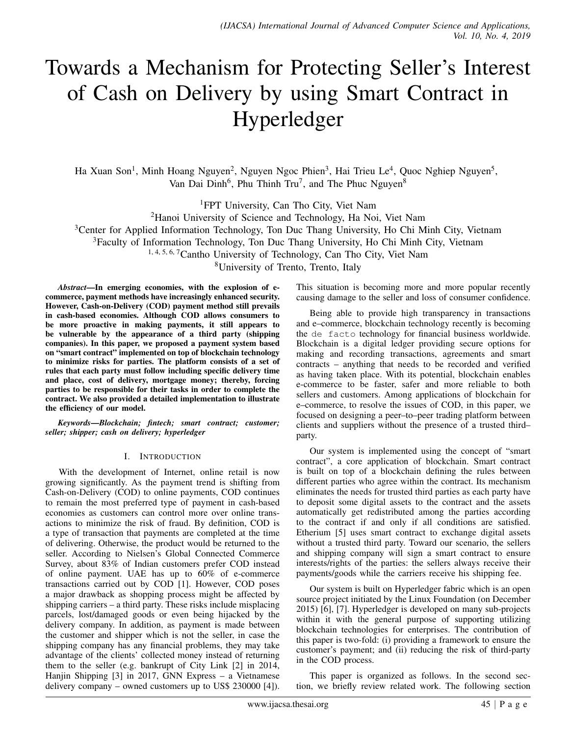# Towards a Mechanism for Protecting Seller's Interest of Cash on Delivery by using Smart Contract in Hyperledger

Ha Xuan Son[1], Minh Hoang Nguyen[2], Nguyen Ngoc Phien[3], Hai Trieu Le[4], Quoc Nghiep Nguyen[5], Van Dai Dinh[6], Phu Thinh Tru[7], and The Phuc Nguyen[8]

[1]FPT University, Can Tho City, Viet Nam
[2]Hanoi University of Science and Technology, Ha Noi, Viet Nam
[3]Center for Applied Information Technology, Ton Duc Thang University, Ho Chi Minh City, Vietnam
[3]Faculty of Information Technology, Ton Duc Thang University, Ho Chi Minh City, Vietnam
[1, 4, 5, 6, 7]Cantho University of Technology, Can Tho City, Viet Nam
[8]University of Trento, Trento, Italy

***Abstract*—In emerging economies, with the explosion of e-commerce, payment methods have increasingly enhanced security. However, Cash-on-Delivery (COD) payment method still prevails in cash-based economies. Although COD allows consumers to be more proactive in making payments, it still appears to be vulnerable by the appearance of a third party (shipping companies). In this paper, we proposed a payment system based on "smart contract" implemented on top of blockchain technology to minimize risks for parties. The platform consists of a set of rules that each party must follow including specific delivery time and place, cost of delivery, mortgage money; thereby, forcing parties to be responsible for their tasks in order to complete the contract. We also provided a detailed implementation to illustrate the efficiency of our model.**

***Keywords*—Blockchain; fintech; smart contract; customer; seller; shipper; cash on delivery; hyperledger**

## I. Introduction

With the development of Internet, online retail is now growing significantly. As the payment trend is shifting from Cash-on-Delivery (COD) to online payments, COD continues to remain the most preferred type of payment in cash-based economies as customers can control more over online transactions to minimize the risk of fraud. By definition, COD is a type of transaction that payments are completed at the time of delivering. Otherwise, the product would be returned to the seller. According to Nielsen's Global Connected Commerce Survey, about 83% of Indian customers prefer COD instead of online payment. UAE has up to 60% of e-commerce transactions carried out by COD [1]. However, COD poses a major drawback as shopping process might be affected by shipping carriers – a third party. These risks include misplacing parcels, lost/damaged goods or even being hijacked by the delivery company. In addition, as payment is made between the customer and shipper which is not the seller, in case the shipping company has any financial problems, they may take advantage of the clients' collected money instead of returning them to the seller (e.g. bankrupt of City Link [2] in 2014, Hanjin Shipping [3] in 2017, GNN Express – a Vietnamese delivery company – owned customers up to US$ 230000 [4]). This situation is becoming more and more popular recently causing damage to the seller and loss of consumer confidence.

Being able to provide high transparency in transactions and e–commerce, blockchain technology recently is becoming the `de facto` technology for financial business worldwide. Blockchain is a digital ledger providing secure options for making and recording transactions, agreements and smart contracts – anything that needs to be recorded and verified as having taken place. With its potential, blockchain enables e-commerce to be faster, safer and more reliable to both sellers and customers. Among applications of blockchain for e–commerce, to resolve the issues of COD, in this paper, we focused on designing a peer–to–peer trading platform between clients and suppliers without the presence of a trusted third–party.

Our system is implemented using the concept of "smart contract", a core application of blockchain. Smart contract is built on top of a blockchain defining the rules between different parties who agree within the contract. Its mechanism eliminates the needs for trusted third parties as each party have to deposit some digital assets to the contract and the assets automatically get redistributed among the parties according to the contract if and only if all conditions are satisfied. Etherium [5] uses smart contract to exchange digital assets without a trusted third party. Toward our scenario, the sellers and shipping company will sign a smart contract to ensure interests/rights of the parties: the sellers always receive their payments/goods while the carriers receive his shipping fee.

Our system is built on Hyperledger fabric which is an open source project initiated by the Linux Foundation (on December 2015) [6], [7]. Hyperledger is developed on many sub-projects within it with the general purpose of supporting utilizing blockchain technologies for enterprises. The contribution of this paper is two-fold: (i) providing a framework to ensure the customer's payment; and (ii) reducing the risk of third-party in the COD process.

This paper is organized as follows. In the second section, we briefly review related work. The following section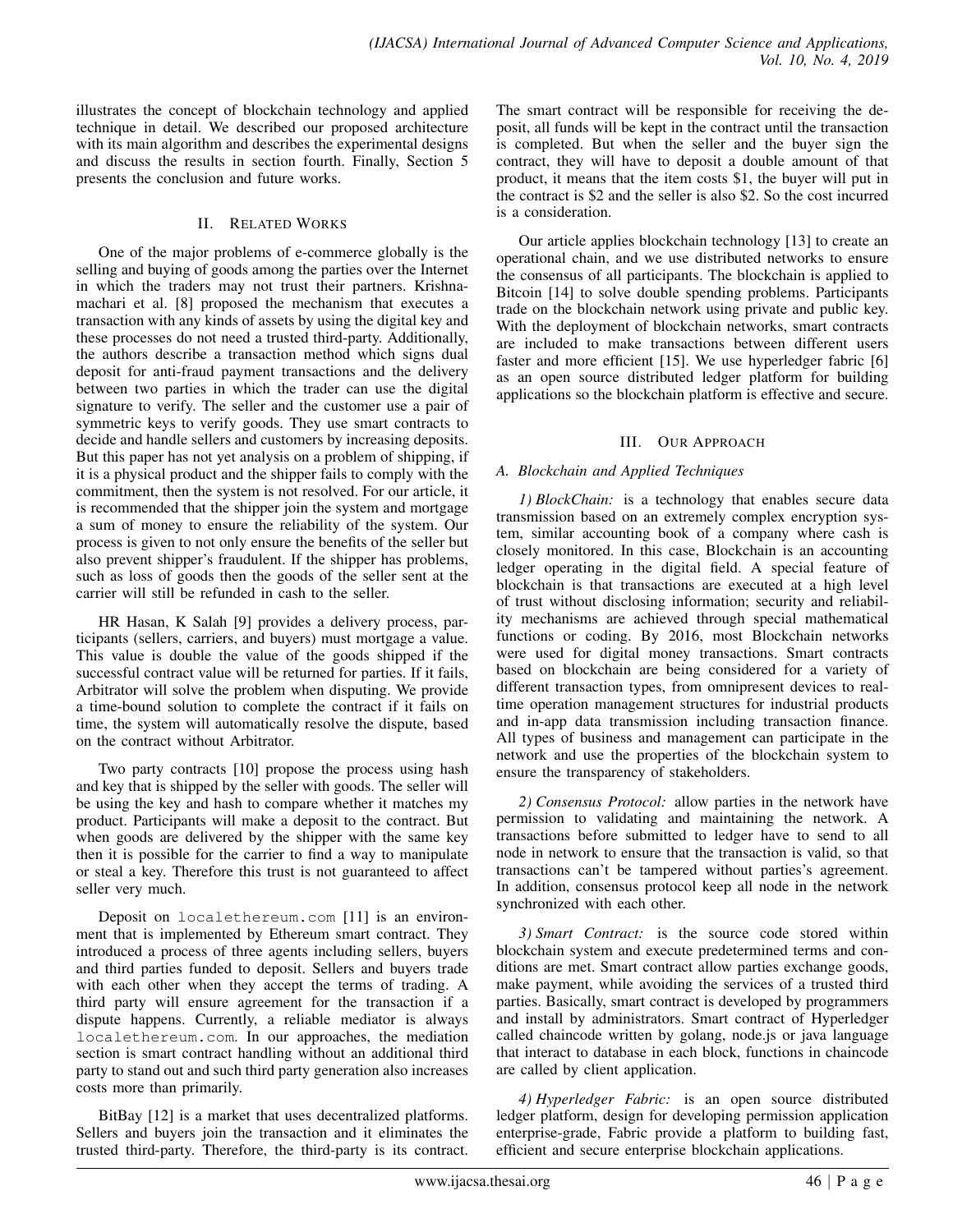illustrates the concept of blockchain technology and applied technique in detail. We described our proposed architecture with its main algorithm and describes the experimental designs and discuss the results in section fourth. Finally, Section 5 presents the conclusion and future works.

## II. Related Works

One of the major problems of e-commerce globally is the selling and buying of goods among the parties over the Internet in which the traders may not trust their partners. Krishnamachari et al. [8] proposed the mechanism that executes a transaction with any kinds of assets by using the digital key and these processes do not need a trusted third-party. Additionally, the authors describe a transaction method which signs dual deposit for anti-fraud payment transactions and the delivery between two parties in which the trader can use the digital signature to verify. The seller and the customer use a pair of symmetric keys to verify goods. They use smart contracts to decide and handle sellers and customers by increasing deposits. But this paper has not yet analysis on a problem of shipping, if it is a physical product and the shipper fails to comply with the commitment, then the system is not resolved. For our article, it is recommended that the shipper join the system and mortgage a sum of money to ensure the reliability of the system. Our process is given to not only ensure the benefits of the seller but also prevent shipper's fraudulent. If the shipper has problems, such as loss of goods then the goods of the seller sent at the carrier will still be refunded in cash to the seller.

HR Hasan, K Salah [9] provides a delivery process, participants (sellers, carriers, and buyers) must mortgage a value. This value is double the value of the goods shipped if the successful contract value will be returned for parties. If it fails, Arbitrator will solve the problem when disputing. We provide a time-bound solution to complete the contract if it fails on time, the system will automatically resolve the dispute, based on the contract without Arbitrator.

Two party contracts [10] propose the process using hash and key that is shipped by the seller with goods. The seller will be using the key and hash to compare whether it matches my product. Participants will make a deposit to the contract. But when goods are delivered by the shipper with the same key then it is possible for the carrier to find a way to manipulate or steal a key. Therefore this trust is not guaranteed to affect seller very much.

Deposit on `localethereum.com` [11] is an environment that is implemented by Ethereum smart contract. They introduced a process of three agents including sellers, buyers and third parties funded to deposit. Sellers and buyers trade with each other when they accept the terms of trading. A third party will ensure agreement for the transaction if a dispute happens. Currently, a reliable mediator is always `localethereum.com`. In our approaches, the mediation section is smart contract handling without an additional third party to stand out and such third party generation also increases costs more than primarily.

BitBay [12] is a market that uses decentralized platforms. Sellers and buyers join the transaction and it eliminates the trusted third-party. Therefore, the third-party is its contract. The smart contract will be responsible for receiving the deposit, all funds will be kept in the contract until the transaction is completed. But when the seller and the buyer sign the contract, they will have to deposit a double amount of that product, it means that the item costs \$1, the buyer will put in the contract is \$2 and the seller is also \$2. So the cost incurred is a consideration.

Our article applies blockchain technology [13] to create an operational chain, and we use distributed networks to ensure the consensus of all participants. The blockchain is applied to Bitcoin [14] to solve double spending problems. Participants trade on the blockchain network using private and public key. With the deployment of blockchain networks, smart contracts are included to make transactions between different users faster and more efficient [15]. We use hyperledger fabric [6] as an open source distributed ledger platform for building applications so the blockchain platform is effective and secure.

## III. Our Approach

### A. Blockchain and Applied Techniques

*1) BlockChain:* is a technology that enables secure data transmission based on an extremely complex encryption system, similar accounting book of a company where cash is closely monitored. In this case, Blockchain is an accounting ledger operating in the digital field. A special feature of blockchain is that transactions are executed at a high level of trust without disclosing information; security and reliability mechanisms are achieved through special mathematical functions or coding. By 2016, most Blockchain networks were used for digital money transactions. Smart contracts based on blockchain are being considered for a variety of different transaction types, from omnipresent devices to real-time operation management structures for industrial products and in-app data transmission including transaction finance. All types of business and management can participate in the network and use the properties of the blockchain system to ensure the transparency of stakeholders.

*2) Consensus Protocol:* allow parties in the network have permission to validating and maintaining the network. A transactions before submitted to ledger have to send to all node in network to ensure that the transaction is valid, so that transactions can't be tampered without parties's agreement. In addition, consensus protocol keep all node in the network synchronized with each other.

*3) Smart Contract:* is the source code stored within blockchain system and execute predetermined terms and conditions are met. Smart contract allow parties exchange goods, make payment, while avoiding the services of a trusted third parties. Basically, smart contract is developed by programmers and install by administrators. Smart contract of Hyperledger called chaincode written by golang, node.js or java language that interact to database in each block, functions in chaincode are called by client application.

*4) Hyperledger Fabric:* is an open source distributed ledger platform, design for developing permission application enterprise-grade, Fabric provide a platform to building fast, efficient and secure enterprise blockchain applications.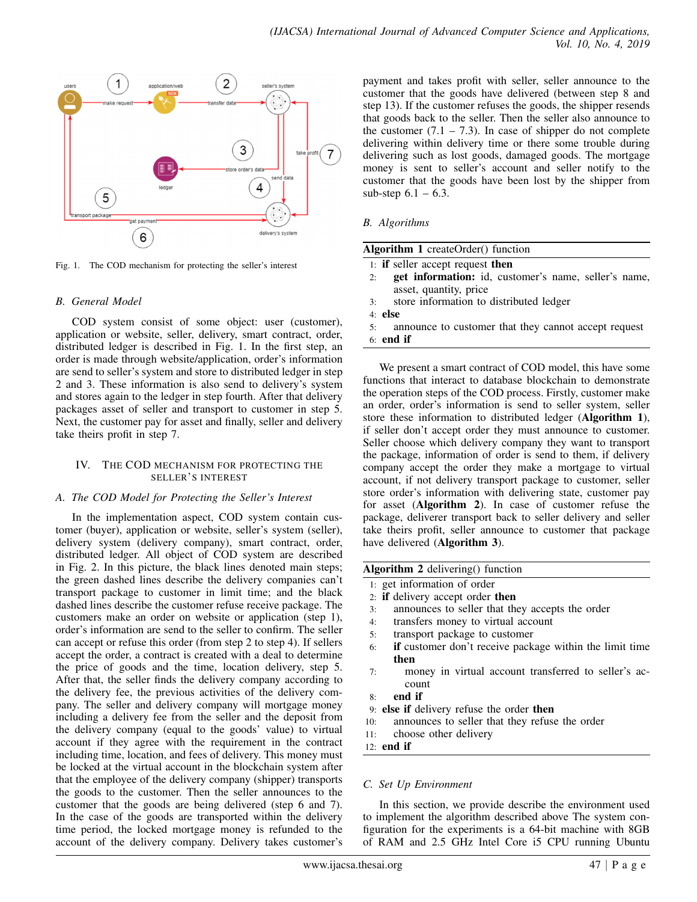Fig. 1. The COD mechanism for protecting the seller's interest

## B. General Model

COD system consist of some object: user (customer), application or website, seller, delivery, smart contract, order, distributed ledger is described in Fig. 1. In the first step, an order is made through website/application, order's information are send to seller's system and store to distributed ledger in step 2 and 3. These information is also send to delivery's system and stores again to the ledger in step fourth. After that delivery packages asset of seller and transport to customer in step 5. Next, the customer pay for asset and finally, seller and delivery take theirs profit in step 7.

# IV. The COD Mechanism for Protecting the Seller's Interest

## A. The COD Model for Protecting the Seller's Interest

In the implementation aspect, COD system contain customer (buyer), application or website, seller's system (seller), delivery system (delivery company), smart contract, order, distributed ledger. All object of COD system are described in Fig. 2. In this picture, the black lines denoted main steps; the green dashed lines describe the delivery companies can't transport package to customer in limit time; and the black dashed lines describe the customer refuse receive package. The customers make an order on website or application (step 1), order's information are send to the seller to confirm. The seller can accept or refuse this order (from step 2 to step 4). If sellers accept the order, a contract is created with a deal to determine the price of goods and the time, location delivery, step 5. After that, the seller finds the delivery company according to the delivery fee, the previous activities of the delivery company. The seller and delivery company will mortgage money including a delivery fee from the seller and the deposit from the delivery company (equal to the goods' value) to virtual account if they agree with the requirement in the contract including time, location, and fees of delivery. This money must be locked at the virtual account in the blockchain system after that the employee of the delivery company (shipper) transports the goods to the customer. Then the seller announces to the customer that the goods are being delivered (step 6 and 7). In the case of the goods are transported within the delivery time period, the locked mortgage money is refunded to the account of the delivery company. Delivery takes customer's payment and takes profit with seller, seller announce to the customer that the goods have delivered (between step 8 and step 13). If the customer refuses the goods, the shipper resends that goods back to the seller. Then the seller also announce to the customer (7.1 – 7.3). In case of shipper do not complete delivering within delivery time or there some trouble during delivering such as lost goods, damaged goods. The mortgage money is sent to seller's account and seller notify to the customer that the goods have been lost by the shipper from sub-step 6.1 – 6.3.

## B. Algorithms

**Algorithm 1** createOrder() function

```
1: if seller accept request then
2:     get information: id, customer's name, seller's name,
       asset, quantity, price
3:     store information to distributed ledger
4: else
5:     announce to customer that they cannot accept request
6: end if
```

We present a smart contract of COD model, this have some functions that interact to database blockchain to demonstrate the operation steps of the COD process. Firstly, customer make an order, order's information is send to seller system, seller store these information to distributed ledger (**Algorithm 1**), if seller don't accept order they must announce to customer. Seller choose which delivery company they want to transport the package, information of order is send to them, if delivery company accept the order they make a mortgage to virtual account, if not delivery transport package to customer, seller store order's information with delivering state, customer pay for asset (**Algorithm 2**). In case of customer refuse the package, deliverer transport back to seller delivery and seller take theirs profit, seller announce to customer that package have delivered (**Algorithm 3**).

**Algorithm 2** delivering() function

```
1: get information of order
2: if delivery accept order then
3:     announces to seller that they accepts the order
4:     transfers money to virtual account
5:     transport package to customer
6:     if customer don't receive package within the limit time
       then
7:         money in virtual account transferred to seller's ac-
           count
8:     end if
9: else if delivery refuse the order then
10:    announces to seller that they refuse the order
11:    choose other delivery
12: end if
```

## C. Set Up Environment

In this section, we provide describe the environment used to implement the algorithm described above The system configuration for the experiments is a 64-bit machine with 8GB of RAM and 2.5 GHz Intel Core i5 CPU running Ubuntu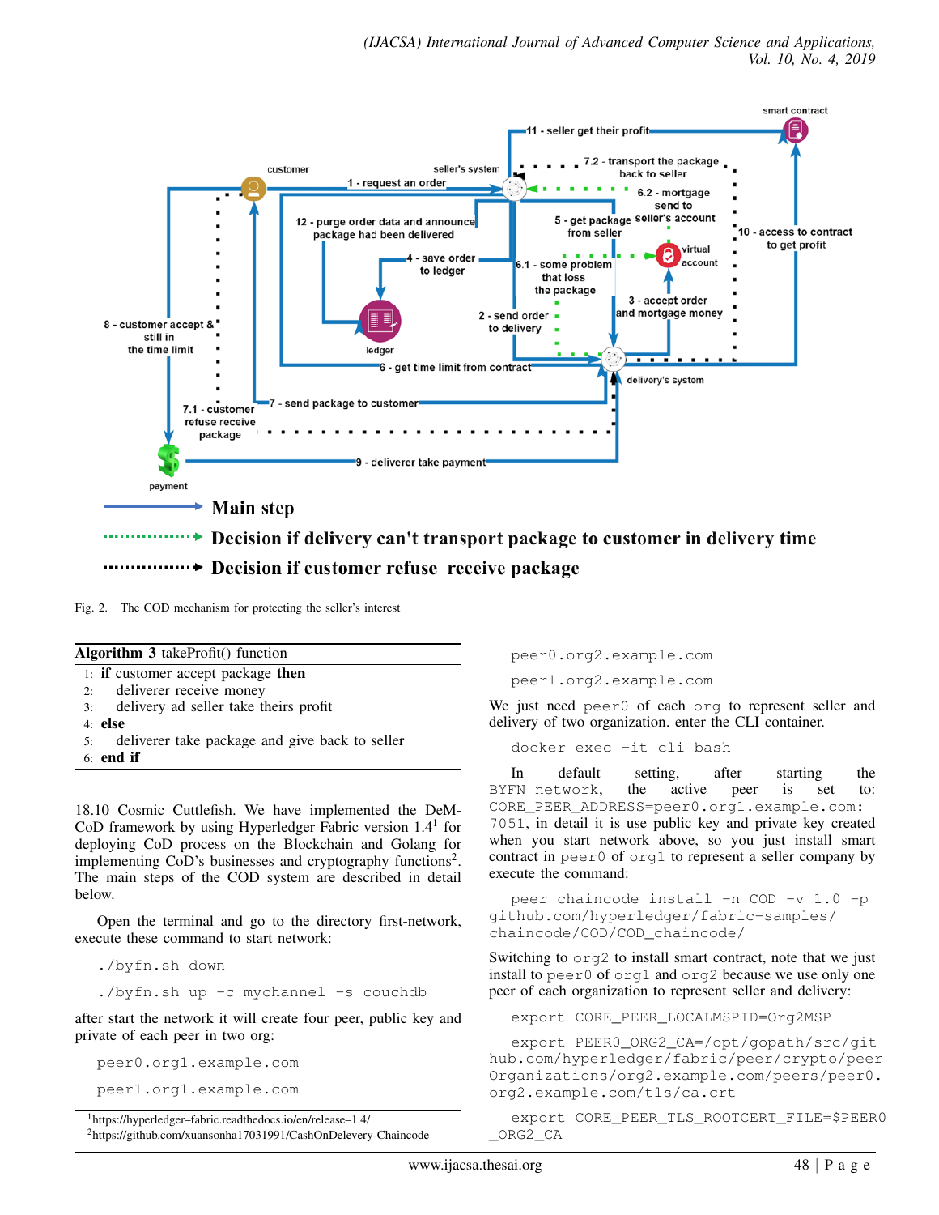Fig. 2. The COD mechanism for protecting the seller's interest

**Algorithm 3** takeProfit() function

```
1: if customer accept package then
2:     deliverer receive money
3:     delivery ad seller take theirs profit
4: else
5:     deliverer take package and give back to seller
6: end if
```

18.10 Cosmic Cuttlefish. We have implemented the DeM-CoD framework by using Hyperledger Fabric version 1.4[1] for deploying CoD process on the Blockchain and Golang for implementing CoD's businesses and cryptography functions[2]. The main steps of the COD system are described in detail below.

Open the terminal and go to the directory first-network, execute these command to start network:

```
./byfn.sh down
./byfn.sh up -c mychannel -s couchdb
```

after start the network it will create four peer, public key and private of each peer in two org:

```
peer0.org1.example.com
peer1.org1.example.com
peer0.org2.example.com
peer1.org2.example.com
```

We just need `peer0` of each `org` to represent seller and delivery of two organization. enter the CLI container.

```
docker exec -it cli bash
```

In default setting, after starting the `BYFN network`, the active peer is set to: `CORE_PEER_ADDRESS=peer0.org1.example.com:7051`, in detail it is use public key and private key created when you start network above, so you just install smart contract in `peer0` of `org1` to represent a seller company by execute the command:

```
peer chaincode install -n COD -v 1.0 -p
github.com/hyperledger/fabric-samples/
chaincode/COD/COD_chaincode/
```

Switching to `org2` to install smart contract, note that we just install to `peer0` of `org1` and `org2` because we use only one peer of each organization to represent seller and delivery:

```
export CORE_PEER_LOCALMSPID=Org2MSP
export PEER0_ORG2_CA=/opt/gopath/src/git
hub.com/hyperledger/fabric/peer/crypto/peer
Organizations/org2.example.com/peers/peer0.
org2.example.com/tls/ca.crt
export CORE_PEER_TLS_ROOTCERT_FILE=$PEER0
_ORG2_CA
```

[1]https://hyperledger–fabric.readthedocs.io/en/release–1.4/
[2]https://github.com/xuansonha17031991/CashOnDelevery-Chaincode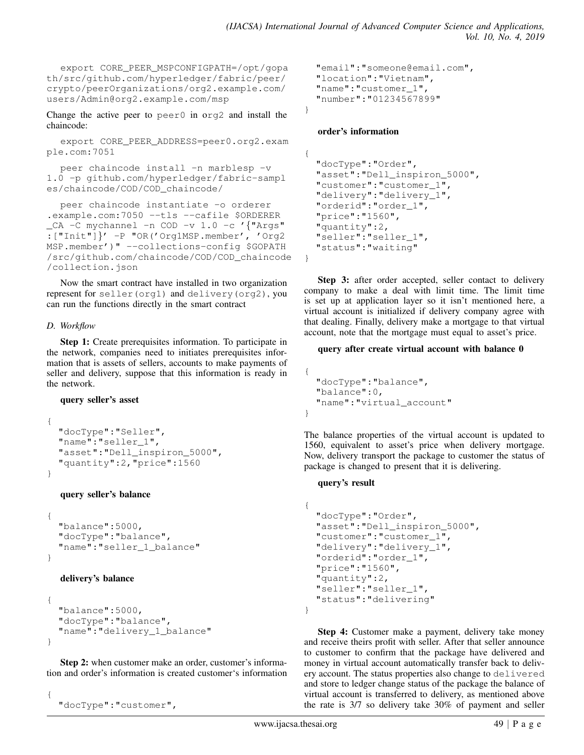```
export CORE_PEER_MSPCONFIGPATH=/opt/gopath/src/github.com/hyperledger/fabric/peer/crypto/peerOrganizations/org2.example.com/users/Admin@org2.example.com/msp
```

Change the active peer to `peer0` in `org2` and install the chaincode:

```
export CORE_PEER_ADDRESS=peer0.org2.example.com:7051
```

```
peer chaincode install -n marblesp -v 1.0 -p github.com/hyperledger/fabric-samples/chaincode/COD/COD_chaincode/
```

```
peer chaincode instantiate -o orderer.example.com:7050 --tls --cafile $ORDERER_CA -C mychannel -n COD -v 1.0 -c '{"Args":["Init"]}' -P "OR('Org1MSP.member', 'Org2MSP.member')" --collections-config $GOPATH/src/github.com/chaincode/COD/COD_chaincode/collection.json
```

Now the smart contract have installed in two organization represent for `seller(org1)` and `delivery(org2)`, you can run the functions directly in the smart contract

### *D. Workflow*

**Step 1:** Create prerequisites information. To participate in the network, companies need to initiates prerequisites information that is assets of sellers, accounts to make payments of seller and delivery, suppose that this information is ready in the network.

**query seller's asset**

```
{
  "docType":"Seller",
  "name":"seller_1",
  "asset":"Dell_inspiron_5000",
  "quantity":2,"price":1560
}
```

**query seller's balance**

```
{
  "balance":5000,
  "docType":"balance",
  "name":"seller_1_balance"
}
```

**delivery's balance**

```
{
  "balance":5000,
  "docType":"balance",
  "name":"delivery_1_balance"
}
```

**Step 2:** when customer make an order, customer's information and order's information is created customer's information

```
{
  "docType":"customer",
  "email":"someone@email.com",
  "location":"Vietnam",
  "name":"customer_1",
  "number":"01234567899"
}
```

**order's information**

```
{
  "docType":"Order",
  "asset":"Dell_inspiron_5000",
  "customer":"customer_1",
  "delivery":"delivery_1",
  "orderid":"order_1",
  "price":"1560",
  "quantity":2,
  "seller":"seller_1",
  "status":"waiting"
}
```

**Step 3:** after order accepted, seller contact to delivery company to make a deal with limit time. The limit time is set up at application layer so it isn't mentioned here, a virtual account is initialized if delivery company agree with that dealing. Finally, delivery make a mortgage to that virtual account, note that the mortgage must equal to asset's price.

**query after create virtual account with balance 0**

```
{
  "docType":"balance",
  "balance":0,
  "name":"virtual_account"
}
```

The balance properties of the virtual account is updated to 1560, equivalent to asset's price when delivery mortgage. Now, delivery transport the package to customer the status of package is changed to present that it is delivering.

**query's result**

```
{
  "docType":"Order",
  "asset":"Dell_inspiron_5000",
  "customer":"customer_1",
  "delivery":"delivery_1",
  "orderid":"order_1",
  "price":"1560",
  "quantity":2,
  "seller":"seller_1",
  "status":"delivering"
}
```

**Step 4:** Customer make a payment, delivery take money and receive theirs profit with seller. After that seller announce to customer to confirm that the package have delivered and money in virtual account automatically transfer back to delivery account. The status properties also change to `delivered` and store to ledger change status of the package the balance of virtual account is transferred to delivery, as mentioned above the rate is 3/7 so delivery take 30% of payment and seller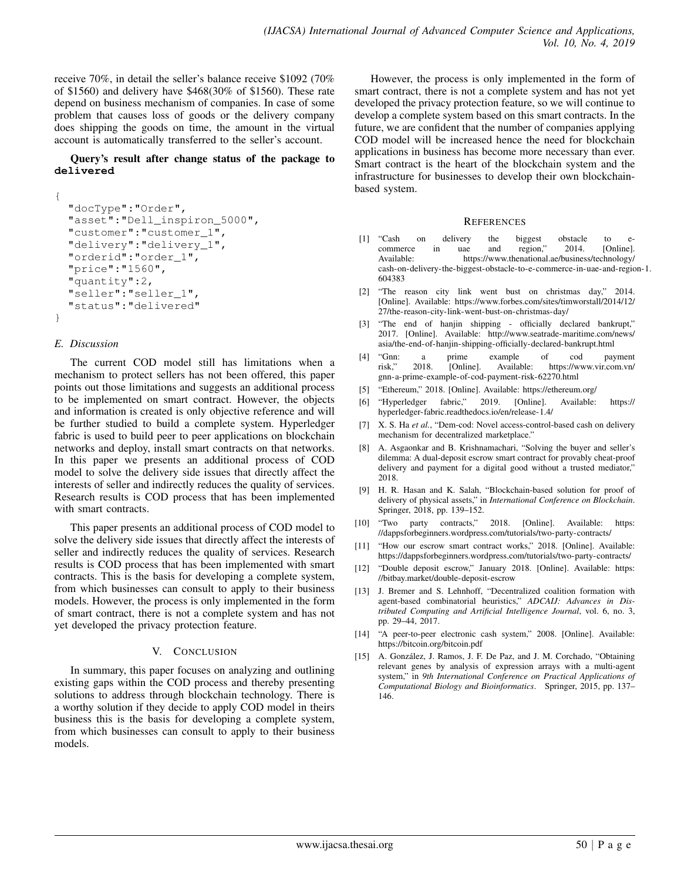receive 70%, in detail the seller's balance receive \$1092 (70% of \$1560) and delivery have \$468(30% of \$1560). These rate depend on business mechanism of companies. In case of some problem that causes loss of goods or the delivery company does shipping the goods on time, the amount in the virtual account is automatically transferred to the seller's account.

**Query's result after change status of the package to `delivered`**

```
{
  "docType":"Order",
  "asset":"Dell_inspiron_5000",
  "customer":"customer_1",
  "delivery":"delivery_1",
  "orderid":"order_1",
  "price":"1560",
  "quantity":2,
  "seller":"seller_1",
  "status":"delivered"
}
```

### *E. Discussion*

The current COD model still has limitations when a mechanism to protect sellers has not been offered, this paper points out those limitations and suggests an additional process to be implemented on smart contract. However, the objects and information is created is only objective reference and will be further studied to build a complete system. Hyperledger fabric is used to build peer to peer applications on blockchain networks and deploy, install smart contracts on that networks. In this paper we presents an additional process of COD model to solve the delivery side issues that directly affect the interests of seller and indirectly reduces the quality of services. Research results is COD process that has been implemented with smart contracts.

This paper presents an additional process of COD model to solve the delivery side issues that directly affect the interests of seller and indirectly reduces the quality of services. Research results is COD process that has been implemented with smart contracts. This is the basis for developing a complete system, from which businesses can consult to apply to their business models. However, the process is only implemented in the form of smart contract, there is not a complete system and has not yet developed the privacy protection feature.

## V. Conclusion

In summary, this paper focuses on analyzing and outlining existing gaps within the COD process and thereby presenting solutions to address through blockchain technology. There is a worthy solution if they decide to apply COD model in theirs business this is the basis for developing a complete system, from which businesses can consult to apply to their business models.

However, the process is only implemented in the form of smart contract, there is not a complete system and has not yet developed the privacy protection feature, so we will continue to develop a complete system based on this smart contracts. In the future, we are confident that the number of companies applying COD model will be increased hence the need for blockchain applications in business has become more necessary than ever. Smart contract is the heart of the blockchain system and the infrastructure for businesses to develop their own blockchain-based system.

## References

[1] "Cash on delivery the biggest obstacle to e-commerce in uae and region," 2014. [Online]. Available: https://www.thenational.ae/business/technology/cash-on-delivery-the-biggest-obstacle-to-e-commerce-in-uae-and-region-1.604383

[2] "The reason city link went bust on christmas day," 2014. [Online]. Available: https://www.forbes.com/sites/timworstall/2014/12/27/the-reason-city-link-went-bust-on-christmas-day/

[3] "The end of hanjin shipping - officially declared bankrupt," 2017. [Online]. Available: http://www.seatrade-maritime.com/news/asia/the-end-of-hanjin-shipping-officially-declared-bankrupt.html

[4] "Gnn: a prime example of cod payment risk," 2018. [Online]. Available: https://www.vir.com.vn/gnn-a-prime-example-of-cod-payment-risk-62270.html

[5] "Ethereum," 2018. [Online]. Available: https://ethereum.org/

[6] "Hyperledger fabric," 2019. [Online]. Available: https://hyperledger-fabric.readthedocs.io/en/release-1.4/

[7] X. S. Ha *et al.*, "Dem-cod: Novel access-control-based cash on delivery mechanism for decentralized marketplace."

[8] A. Asgaonkar and B. Krishnamachari, "Solving the buyer and seller's dilemma: A dual-deposit escrow smart contract for provably cheat-proof delivery and payment for a digital good without a trusted mediator," 2018.

[9] H. R. Hasan and K. Salah, "Blockchain-based solution for proof of delivery of physical assets," in *International Conference on Blockchain*. Springer, 2018, pp. 139–152.

[10] "Two party contracts," 2018. [Online]. Available: https://dappsforbeginners.wordpress.com/tutorials/two-party-contracts/

[11] "How our escrow smart contract works," 2018. [Online]. Available: https://dappsforbeginners.wordpress.com/tutorials/two-party-contracts/

[12] "Double deposit escrow," January 2018. [Online]. Available: https://bitbay.market/double-deposit-escrow

[13] J. Bremer and S. Lehnhoff, "Decentralized coalition formation with agent-based combinatorial heuristics," *ADCAIJ: Advances in Distributed Computing and Artificial Intelligence Journal*, vol. 6, no. 3, pp. 29–44, 2017.

[14] "A peer-to-peer electronic cash system," 2008. [Online]. Available: https://bitcoin.org/bitcoin.pdf

[15] A. González, J. Ramos, J. F. De Paz, and J. M. Corchado, "Obtaining relevant genes by analysis of expression arrays with a multi-agent system," in *9th International Conference on Practical Applications of Computational Biology and Bioinformatics*. Springer, 2015, pp. 137–146.